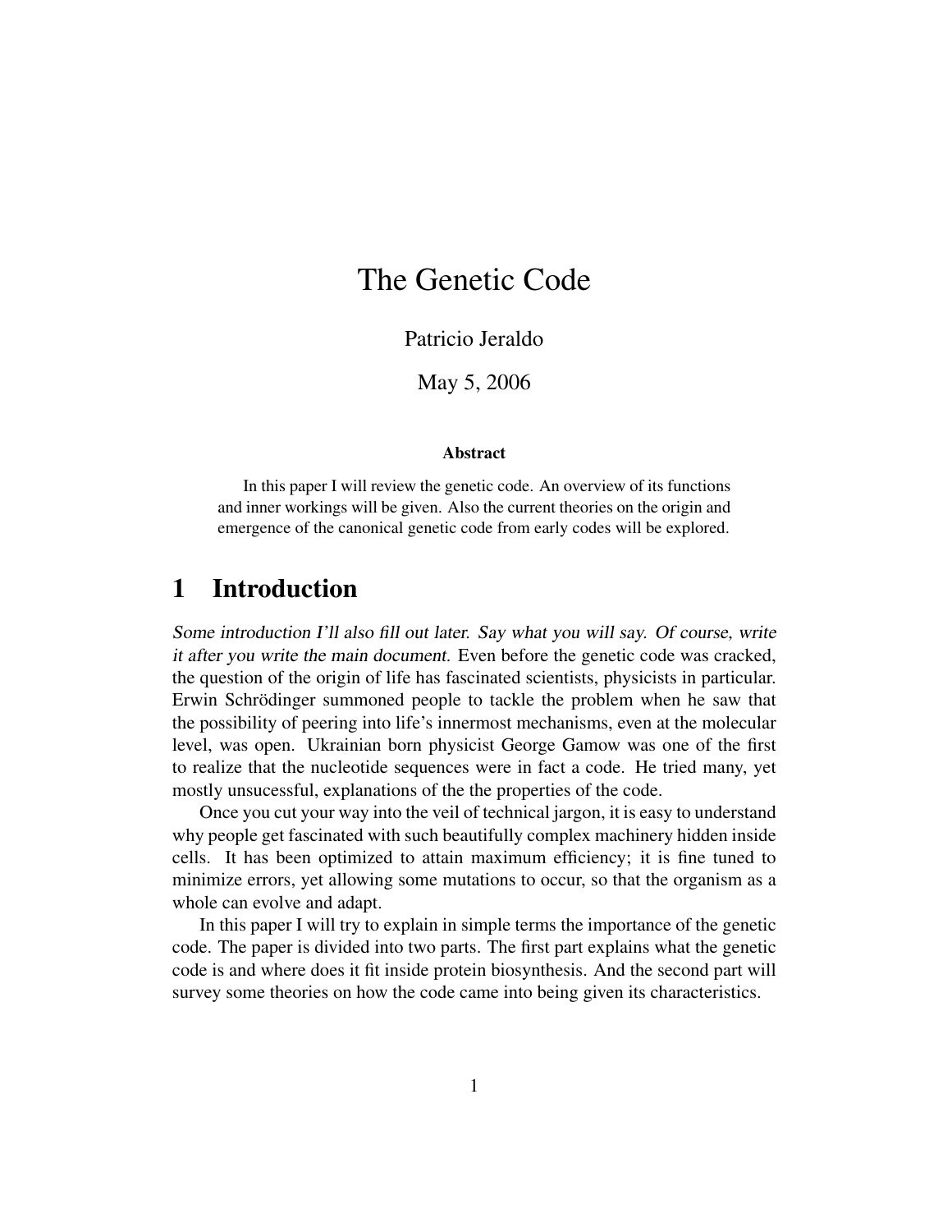# The Genetic Code

Patricio Jeraldo

May 5, 2006

**Abstract**

In this paper I will review the genetic code. An overview of its functions and inner workings will be given. Also the current theories on the origin and emergence of the canonical genetic code from early codes will be explored.

## 1 Introduction

*Some introduction I'll also fill out later. Say what you will say. Of course, write it after you write the main document.* Even before the genetic code was cracked, the question of the origin of life has fascinated scientists, physicists in particular. Erwin Schrödinger summoned people to tackle the problem when he saw that the possibility of peering into life's innermost mechanisms, even at the molecular level, was open. Ukrainian born physicist George Gamow was one of the first to realize that the nucleotide sequences were in fact a code. He tried many, yet mostly unsucessful, explanations of the the properties of the code.

Once you cut your way into the veil of technical jargon, it is easy to understand why people get fascinated with such beautifully complex machinery hidden inside cells. It has been optimized to attain maximum efficiency; it is fine tuned to minimize errors, yet allowing some mutations to occur, so that the organism as a whole can evolve and adapt.

In this paper I will try to explain in simple terms the importance of the genetic code. The paper is divided into two parts. The first part explains what the genetic code is and where does it fit inside protein biosynthesis. And the second part will survey some theories on how the code came into being given its characteristics.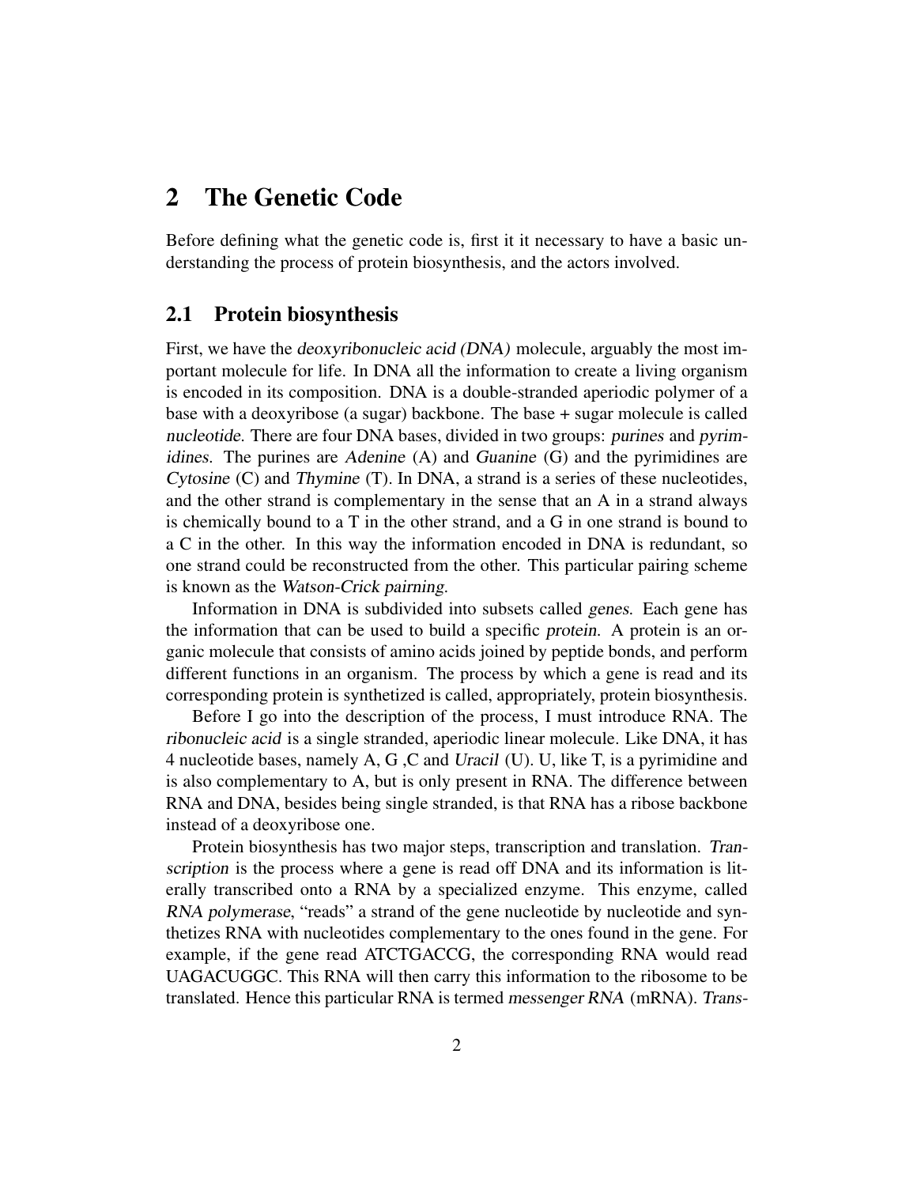## 2 The Genetic Code

Before defining what the genetic code is, first it it necessary to have a basic understanding the process of protein biosynthesis, and the actors involved.

### 2.1 Protein biosynthesis

First, we have the *deoxyribonucleic acid (DNA)* molecule, arguably the most important molecule for life. In DNA all the information to create a living organism is encoded in its composition. DNA is a double-stranded aperiodic polymer of a base with a deoxyribose (a sugar) backbone. The base + sugar molecule is called *nucleotide*. There are four DNA bases, divided in two groups: *purines* and *pyrimidines*. The purines are *Adenine* (A) and *Guanine* (G) and the pyrimidines are *Cytosine* (C) and *Thymine* (T). In DNA, a strand is a series of these nucleotides, and the other strand is complementary in the sense that an A in a strand always is chemically bound to a T in the other strand, and a G in one strand is bound to a C in the other. In this way the information encoded in DNA is redundant, so one strand could be reconstructed from the other. This particular pairing scheme is known as the *Watson-Crick pairing*.

Information in DNA is subdivided into subsets called *genes*. Each gene has the information that can be used to build a specific *protein*. A protein is an organic molecule that consists of amino acids joined by peptide bonds, and perform different functions in an organism. The process by which a gene is read and its corresponding protein is synthetized is called, appropriately, protein biosynthesis.

Before I go into the description of the process, I must introduce RNA. The *ribonucleic acid* is a single stranded, aperiodic linear molecule. Like DNA, it has 4 nucleotide bases, namely A, G ,C and *Uracil* (U). U, like T, is a pyrimidine and is also complementary to A, but is only present in RNA. The difference between RNA and DNA, besides being single stranded, is that RNA has a ribose backbone instead of a deoxyribose one.

Protein biosynthesis has two major steps, transcription and translation. *Transcription* is the process where a gene is read off DNA and its information is literally transcribed onto a RNA by a specialized enzyme. This enzyme, called *RNA polymerase*, "reads" a strand of the gene nucleotide by nucleotide and synthetizes RNA with nucleotides complementary to the ones found in the gene. For example, if the gene read ATCTGACCG, the corresponding RNA would read UAGACUGGC. This RNA will then carry this information to the ribosome to be translated. Hence this particular RNA is termed *messenger RNA* (mRNA). *Trans-*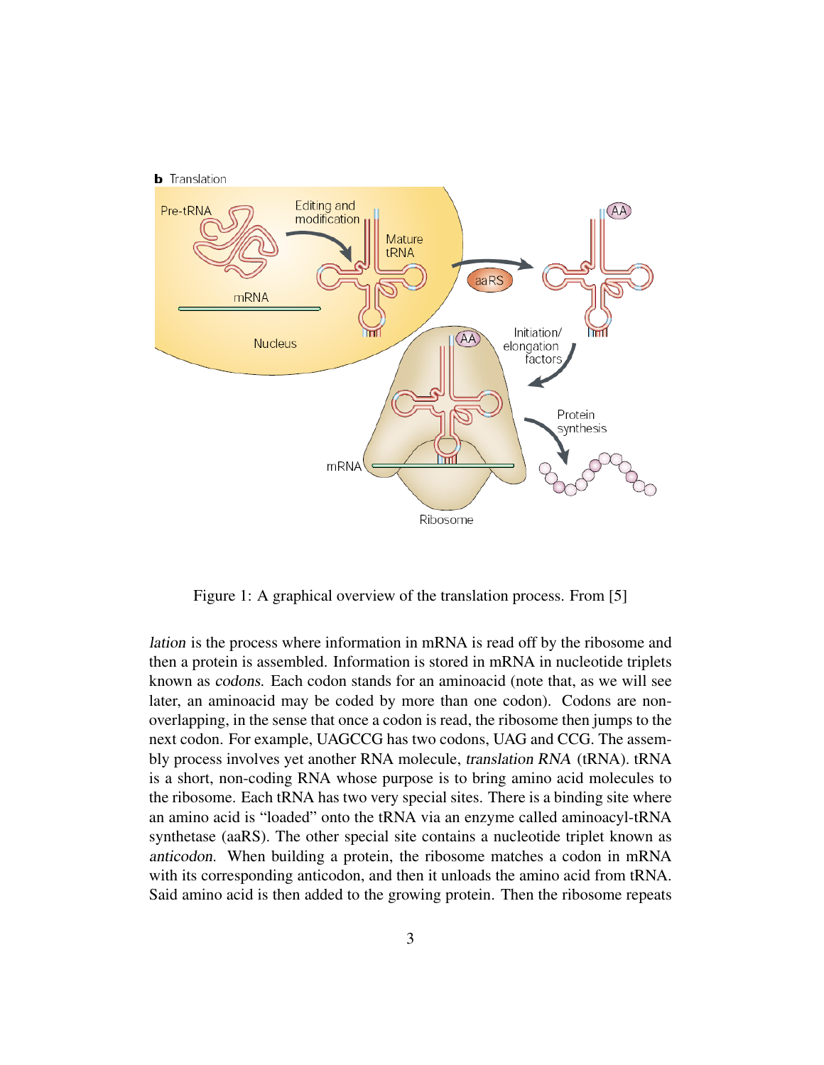Figure 1: A graphical overview of the translation process. From [5]

*lation* is the process where information in mRNA is read off by the ribosome and then a protein is assembled. Information is stored in mRNA in nucleotide triplets known as *codons*. Each codon stands for an aminoacid (note that, as we will see later, an aminoacid may be coded by more than one codon). Codons are non-overlapping, in the sense that once a codon is read, the ribosome then jumps to the next codon. For example, UAGCCG has two codons, UAG and CCG. The assembly process involves yet another RNA molecule, *translation RNA* (tRNA). tRNA is a short, non-coding RNA whose purpose is to bring amino acid molecules to the ribosome. Each tRNA has two very special sites. There is a binding site where an amino acid is "loaded" onto the tRNA via an enzyme called aminoacyl-tRNA synthetase (aaRS). The other special site contains a nucleotide triplet known as *anticodon*. When building a protein, the ribosome matches a codon in mRNA with its corresponding anticodon, and then it unloads the amino acid from tRNA. Said amino acid is then added to the growing protein. Then the ribosome repeats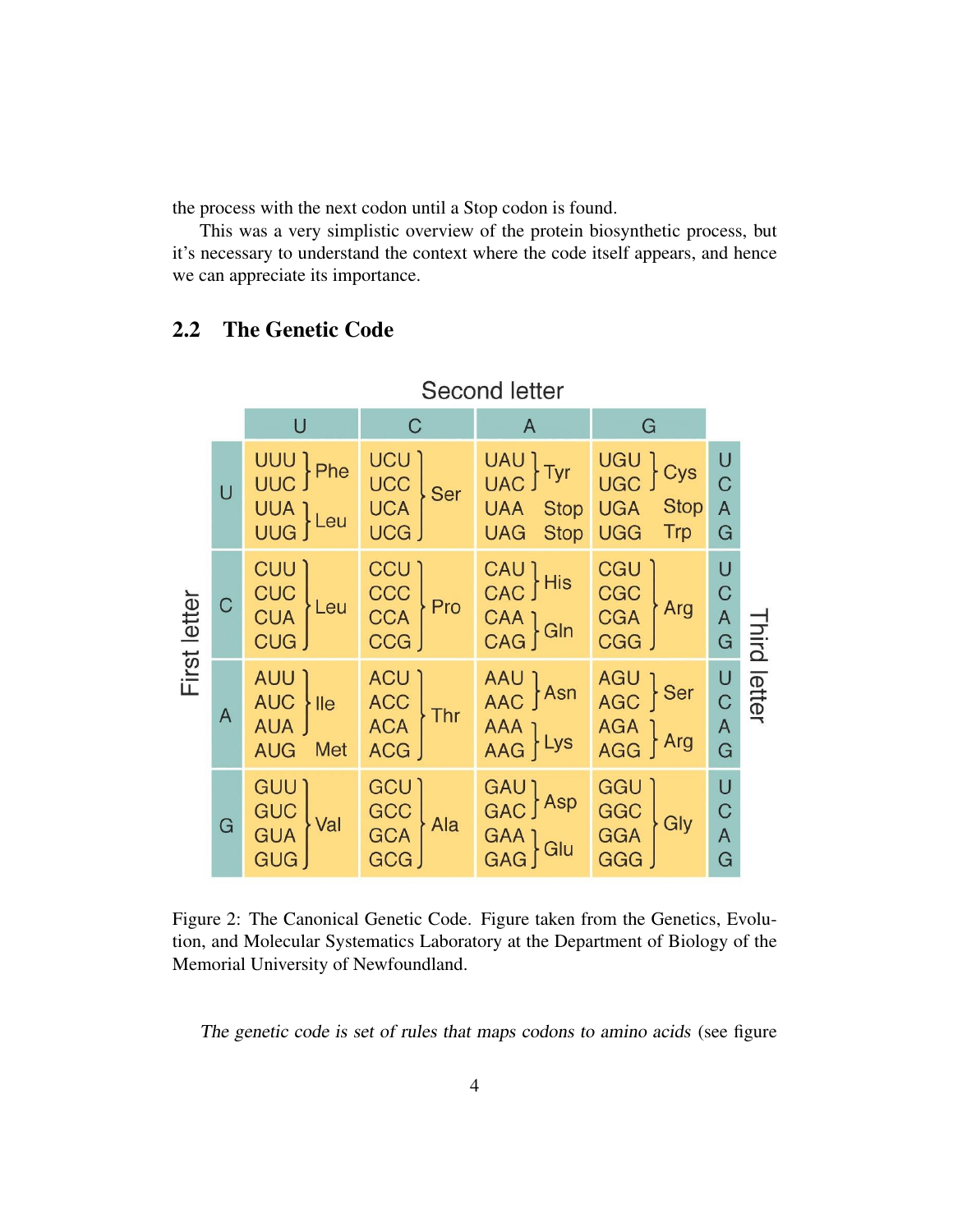the process with the next codon until a Stop codon is found.

This was a very simplistic overview of the protein biosynthetic process, but it's necessary to understand the context where the code itself appears, and hence we can appreciate its importance.

## 2.2 The Genetic Code

| First letter | Second letter: U | Second letter: C | Second letter: A | Second letter: G | Third letter |
|---|---|---|---|---|---|
| U | UUU Phe | UCU Ser | UAU Tyr | UGU Cys | U |
| | UUC Phe | UCC Ser | UAC Tyr | UGC Cys | C |
| | UUA Leu | UCA Ser | UAA Stop | UGA Stop | A |
| | UUG Leu | UCG Ser | UAG Stop | UGG Trp | G |
| C | CUU Leu | CCU Pro | CAU His | CGU Arg | U |
| | CUC Leu | CCC Pro | CAC His | CGC Arg | C |
| | CUA Leu | CCA Pro | CAA Gln | CGA Arg | A |
| | CUG Leu | CCG Pro | CAG Gln | CGG Arg | G |
| A | AUU Ile | ACU Thr | AAU Asn | AGU Ser | U |
| | AUC Ile | ACC Thr | AAC Asn | AGC Ser | C |
| | AUA Ile | ACA Thr | AAA Lys | AGA Arg | A |
| | AUG Met | ACG Thr | AAG Lys | AGG Arg | G |
| G | GUU Val | GCU Ala | GAU Asp | GGU Gly | U |
| | GUC Val | GCC Ala | GAC Asp | GGC Gly | C |
| | GUA Val | GCA Ala | GAA Glu | GGA Gly | A |
| | GUG Val | GCG Ala | GAG Glu | GGG Gly | G |

Figure 2: The Canonical Genetic Code. Figure taken from the Genetics, Evolution, and Molecular Systematics Laboratory at the Department of Biology of the Memorial University of Newfoundland.

*The genetic code is set of rules that maps codons to amino acids* (see figure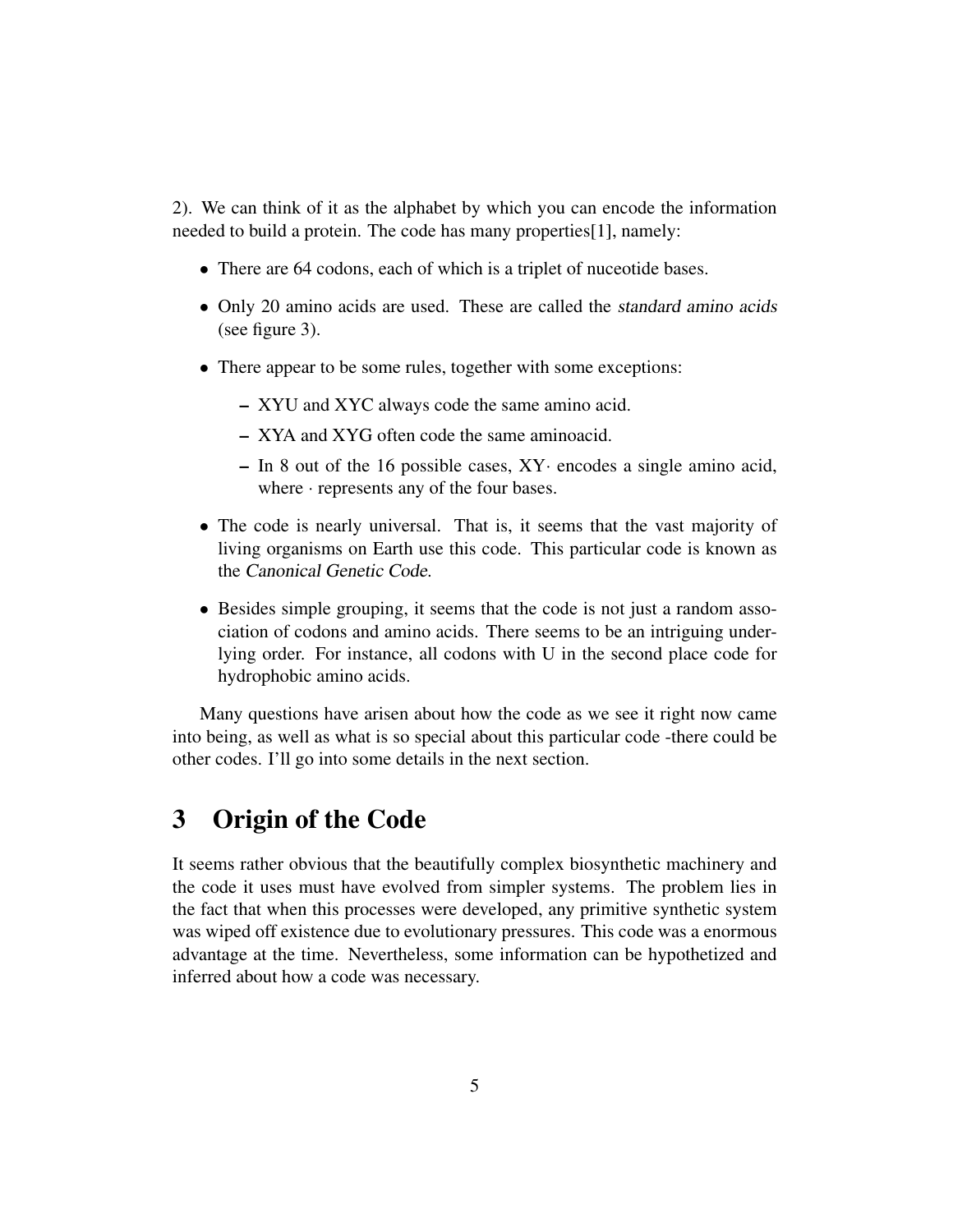2). We can think of it as the alphabet by which you can encode the information needed to build a protein. The code has many properties[1], namely:

- There are 64 codons, each of which is a triplet of nuceotide bases.
- Only 20 amino acids are used. These are called the *standard amino acids* (see figure 3).
- There appear to be some rules, together with some exceptions:
  - XYU and XYC always code the same amino acid.
  - XYA and XYG often code the same aminoacid.
  - In 8 out of the 16 possible cases, XY· encodes a single amino acid, where · represents any of the four bases.
- The code is nearly universal. That is, it seems that the vast majority of living organisms on Earth use this code. This particular code is known as the *Canonical Genetic Code*.
- Besides simple grouping, it seems that the code is not just a random association of codons and amino acids. There seems to be an intriguing underlying order. For instance, all codons with U in the second place code for hydrophobic amino acids.

Many questions have arisen about how the code as we see it right now came into being, as well as what is so special about this particular code -there could be other codes. I'll go into some details in the next section.

# 3 Origin of the Code

It seems rather obvious that the beautifully complex biosynthetic machinery and the code it uses must have evolved from simpler systems. The problem lies in the fact that when this processes were developed, any primitive synthetic system was wiped off existence due to evolutionary pressures. This code was a enormous advantage at the time. Nevertheless, some information can be hypothetized and inferred about how a code was necessary.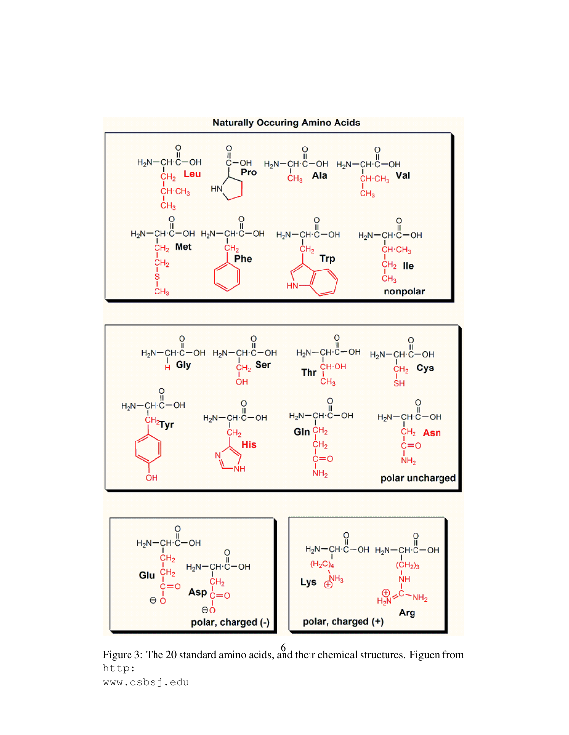Figure 3: The 20 standard amino acids, and their chemical structures. Figuen from http: www.csbsj.edu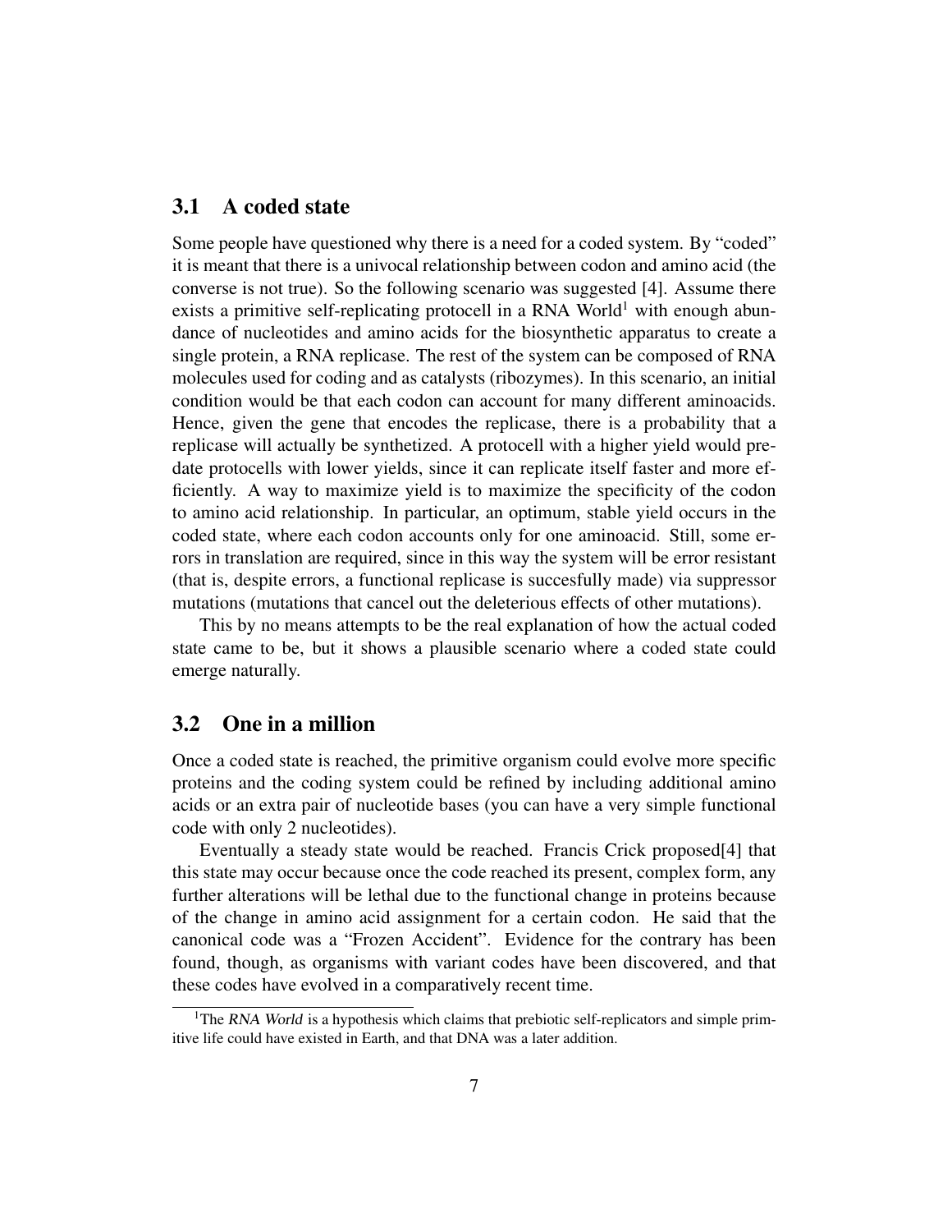### 3.1 A coded state

Some people have questioned why there is a need for a coded system. By "coded" it is meant that there is a univocal relationship between codon and amino acid (the converse is not true). So the following scenario was suggested [4]. Assume there exists a primitive self-replicating protocell in a RNA World[1] with enough abundance of nucleotides and amino acids for the biosynthetic apparatus to create a single protein, a RNA replicase. The rest of the system can be composed of RNA molecules used for coding and as catalysts (ribozymes). In this scenario, an initial condition would be that each codon can account for many different aminoacids. Hence, given the gene that encodes the replicase, there is a probability that a replicase will actually be synthetized. A protocell with a higher yield would predate protocells with lower yields, since it can replicate itself faster and more efficiently. A way to maximize yield is to maximize the specificity of the codon to amino acid relationship. In particular, an optimum, stable yield occurs in the coded state, where each codon accounts only for one aminoacid. Still, some errors in translation are required, since in this way the system will be error resistant (that is, despite errors, a functional replicase is succesfully made) via suppressor mutations (mutations that cancel out the deleterious effects of other mutations).

This by no means attempts to be the real explanation of how the actual coded state came to be, but it shows a plausible scenario where a coded state could emerge naturally.

### 3.2 One in a million

Once a coded state is reached, the primitive organism could evolve more specific proteins and the coding system could be refined by including additional amino acids or an extra pair of nucleotide bases (you can have a very simple functional code with only 2 nucleotides).

Eventually a steady state would be reached. Francis Crick proposed[4] that this state may occur because once the code reached its present, complex form, any further alterations will be lethal due to the functional change in proteins because of the change in amino acid assignment for a certain codon. He said that the canonical code was a "Frozen Accident". Evidence for the contrary has been found, though, as organisms with variant codes have been discovered, and that these codes have evolved in a comparatively recent time.

[1] The *RNA World* is a hypothesis which claims that prebiotic self-replicators and simple primitive life could have existed in Earth, and that DNA was a later addition.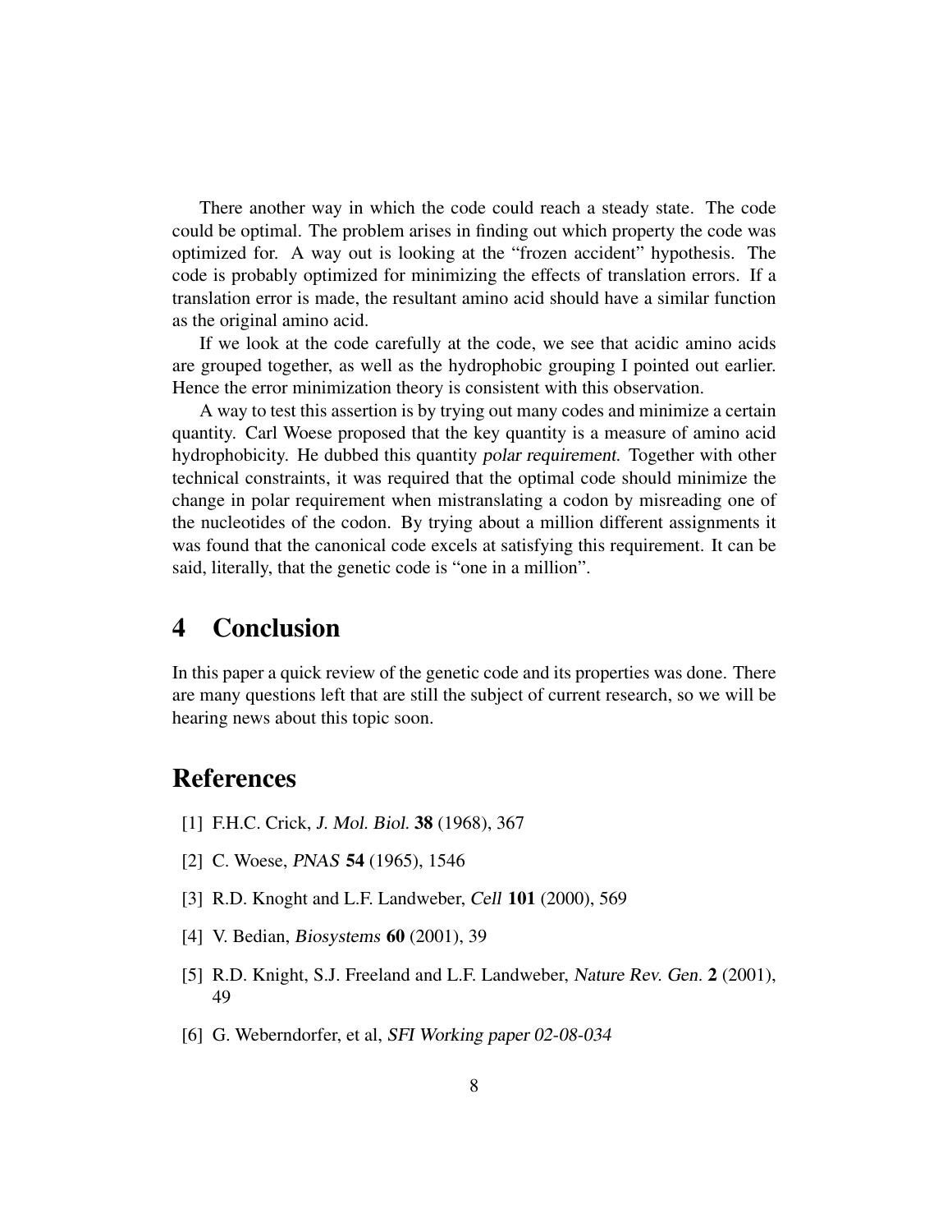There another way in which the code could reach a steady state. The code could be optimal. The problem arises in finding out which property the code was optimized for. A way out is looking at the "frozen accident" hypothesis. The code is probably optimized for minimizing the effects of translation errors. If a translation error is made, the resultant amino acid should have a similar function as the original amino acid.

If we look at the code carefully at the code, we see that acidic amino acids are grouped together, as well as the hydrophobic grouping I pointed out earlier. Hence the error minimization theory is consistent with this observation.

A way to test this assertion is by trying out many codes and minimize a certain quantity. Carl Woese proposed that the key quantity is a measure of amino acid hydrophobicity. He dubbed this quantity *polar requirement*. Together with other technical constraints, it was required that the optimal code should minimize the change in polar requirement when mistranslating a codon by misreading one of the nucleotides of the codon. By trying about a million different assignments it was found that the canonical code excels at satisfying this requirement. It can be said, literally, that the genetic code is "one in a million".

# 4 Conclusion

In this paper a quick review of the genetic code and its properties was done. There are many questions left that are still the subject of current research, so we will be hearing news about this topic soon.

# References

[1] F.H.C. Crick, *J. Mol. Biol.* **38** (1968), 367

[2] C. Woese, *PNAS* **54** (1965), 1546

[3] R.D. Knoght and L.F. Landweber, *Cell* **101** (2000), 569

[4] V. Bedian, *Biosystems* **60** (2001), 39

[5] R.D. Knight, S.J. Freeland and L.F. Landweber, *Nature Rev. Gen.* **2** (2001), 49

[6] G. Weberndorfer, et al, *SFI Working paper 02-08-034*